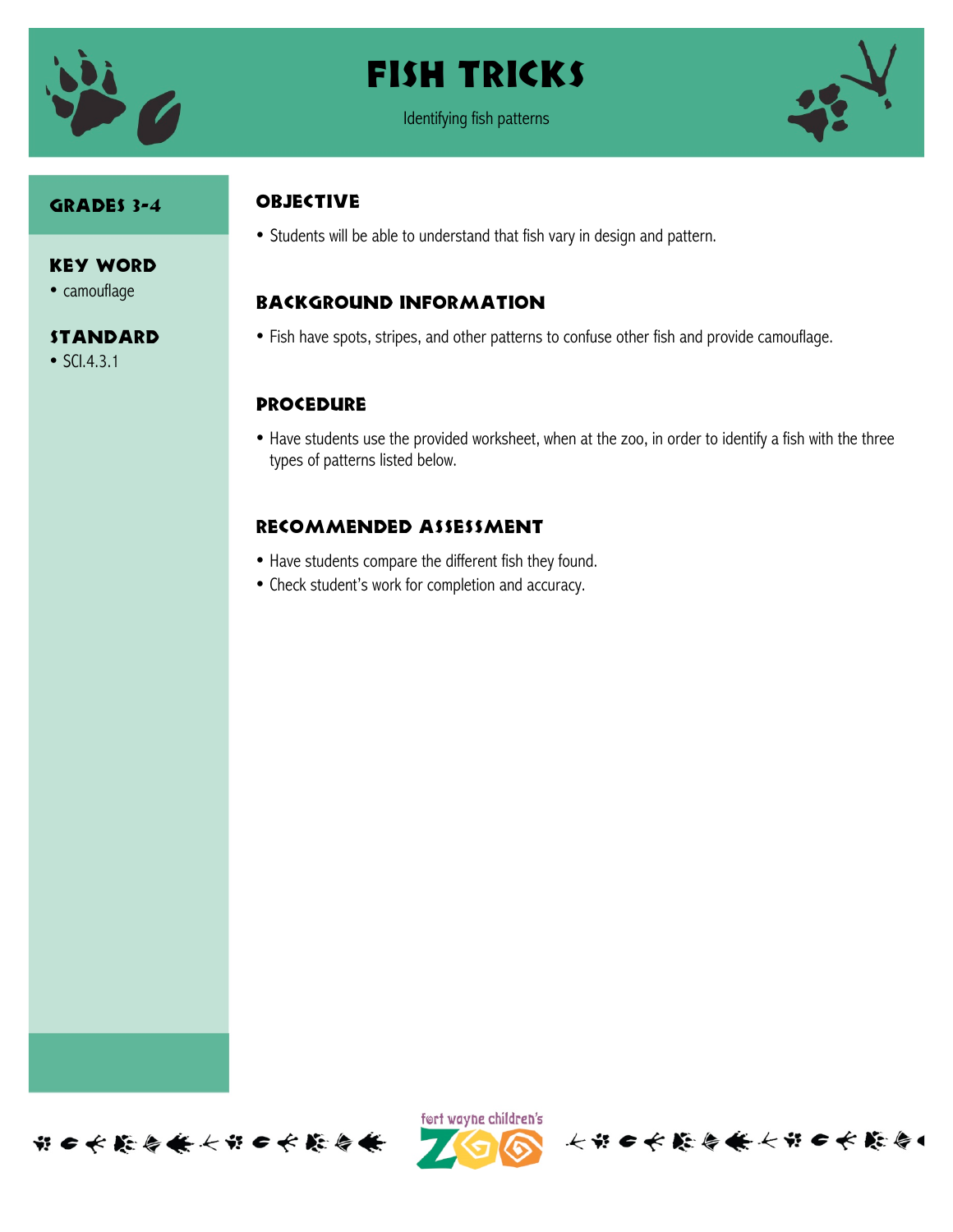# Fish Tricks

Identifying fish patterns

## Grades 3-4

## Key Word

- camouflage

## Standard

- SCI.4.3.1

## Objective

- Students will be able to understand that fish vary in design and pattern.

## Background Information

- Fish have spots, stripes, and other patterns to confuse other fish and provide camouflage.

## Procedure

- Have students use the provided worksheet, when at the zoo, in order to identify a fish with the three types of patterns listed below.

## Recommended Assessment

- Have students compare the different fish they found.
- Check student's work for completion and accuracy.

fort wayne children's ZOO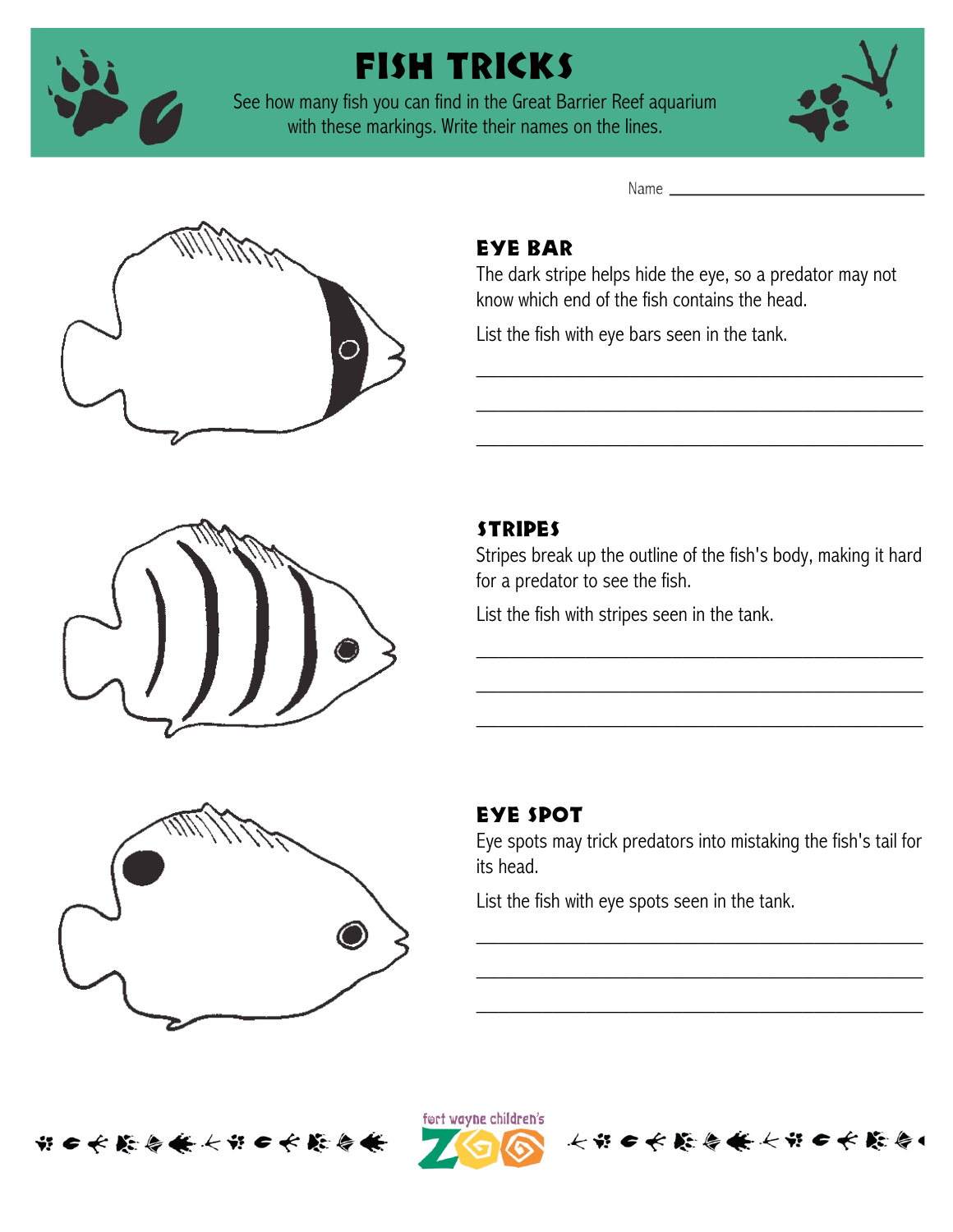# FISH TRICKS

See how many fish you can find in the Great Barrier Reef aquarium with these markings. Write their names on the lines.

Name ______________________________

## EYE BAR

The dark stripe helps hide the eye, so a predator may not know which end of the fish contains the head.

List the fish with eye bars seen in the tank.

______________________________________________

______________________________________________

______________________________________________

## STRIPES

Stripes break up the outline of the fish's body, making it hard for a predator to see the fish.

List the fish with stripes seen in the tank.

______________________________________________

______________________________________________

______________________________________________

## EYE SPOT

Eye spots may trick predators into mistaking the fish's tail for its head.

List the fish with eye spots seen in the tank.

______________________________________________

______________________________________________

______________________________________________

fort wayne children's ZOO